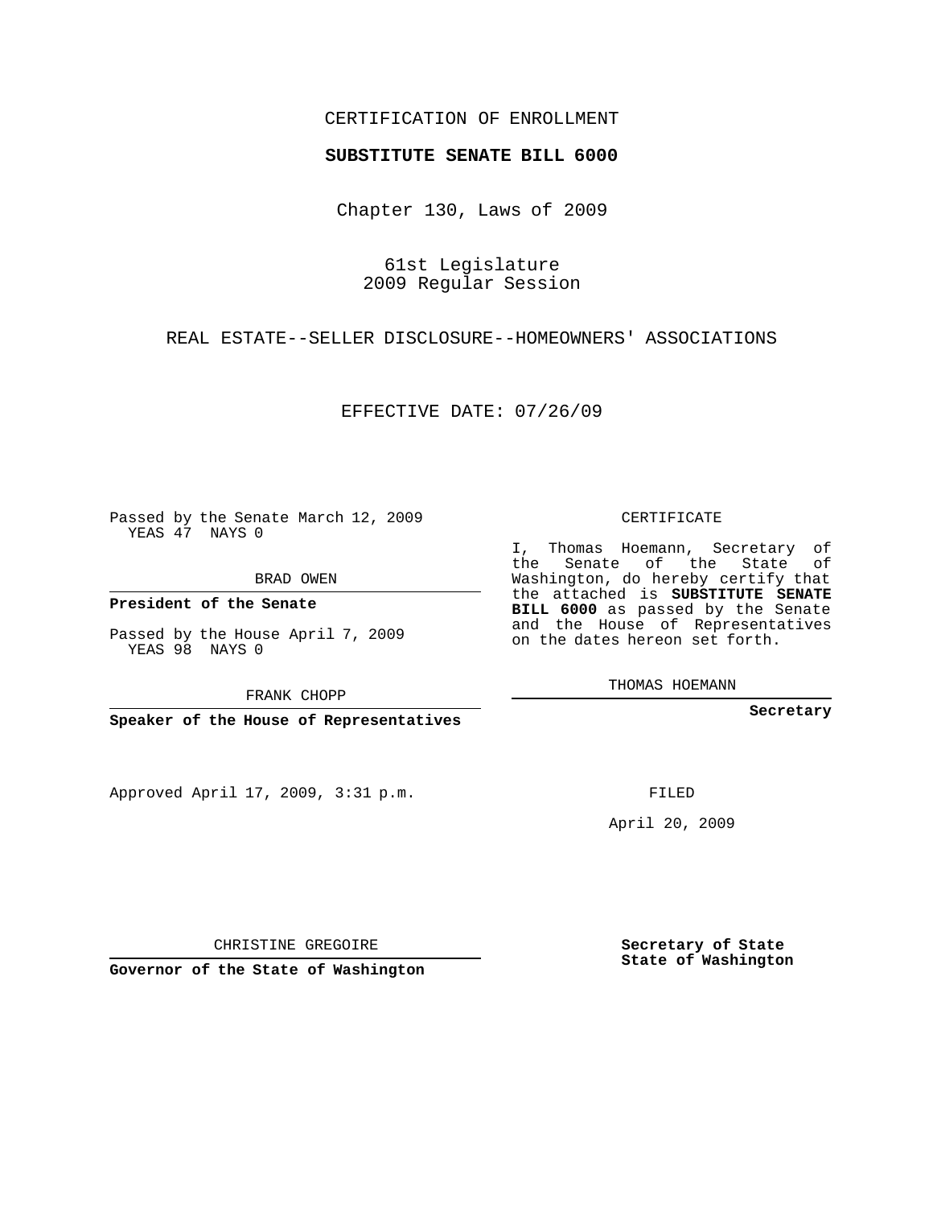CERTIFICATION OF ENROLLMENT

**SUBSTITUTE SENATE BILL 6000**

Chapter 130, Laws of 2009

61st Legislature
2009 Regular Session

REAL ESTATE--SELLER DISCLOSURE--HOMEOWNERS' ASSOCIATIONS

EFFECTIVE DATE: 07/26/09

Passed by the Senate March 12, 2009
YEAS 47 NAYS 0

BRAD OWEN

**President of the Senate**

Passed by the House April 7, 2009
YEAS 98 NAYS 0

FRANK CHOPP

**Speaker of the House of Representatives**

Approved April 17, 2009, 3:31 p.m.

CHRISTINE GREGOIRE

**Governor of the State of Washington**

CERTIFICATE

I, Thomas Hoemann, Secretary of the Senate of the State of Washington, do hereby certify that the attached is **SUBSTITUTE SENATE BILL 6000** as passed by the Senate and the House of Representatives on the dates hereon set forth.

THOMAS HOEMANN

**Secretary**

FILED

April 20, 2009

**Secretary of State**
**State of Washington**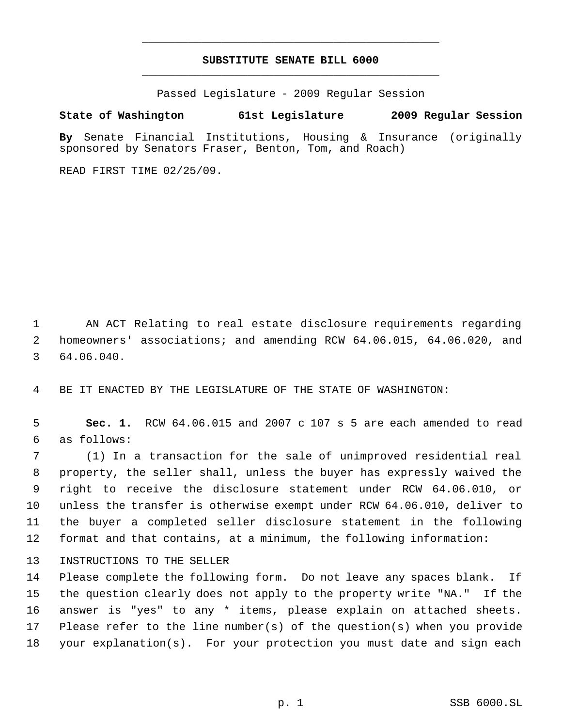# SUBSTITUTE SENATE BILL 6000

Passed Legislature - 2009 Regular Session

**State of Washington 61st Legislature 2009 Regular Session**

**By** Senate Financial Institutions, Housing & Insurance (originally sponsored by Senators Fraser, Benton, Tom, and Roach)

READ FIRST TIME 02/25/09.

AN ACT Relating to real estate disclosure requirements regarding homeowners' associations; and amending RCW 64.06.015, 64.06.020, and 64.06.040.

BE IT ENACTED BY THE LEGISLATURE OF THE STATE OF WASHINGTON:

**Sec. 1.** RCW 64.06.015 and 2007 c 107 s 5 are each amended to read as follows:

(1) In a transaction for the sale of unimproved residential real property, the seller shall, unless the buyer has expressly waived the right to receive the disclosure statement under RCW 64.06.010, or unless the transfer is otherwise exempt under RCW 64.06.010, deliver to the buyer a completed seller disclosure statement in the following format and that contains, at a minimum, the following information:

INSTRUCTIONS TO THE SELLER

Please complete the following form. Do not leave any spaces blank. If the question clearly does not apply to the property write "NA." If the answer is "yes" to any * items, please explain on attached sheets. Please refer to the line number(s) of the question(s) when you provide your explanation(s). For your protection you must date and sign each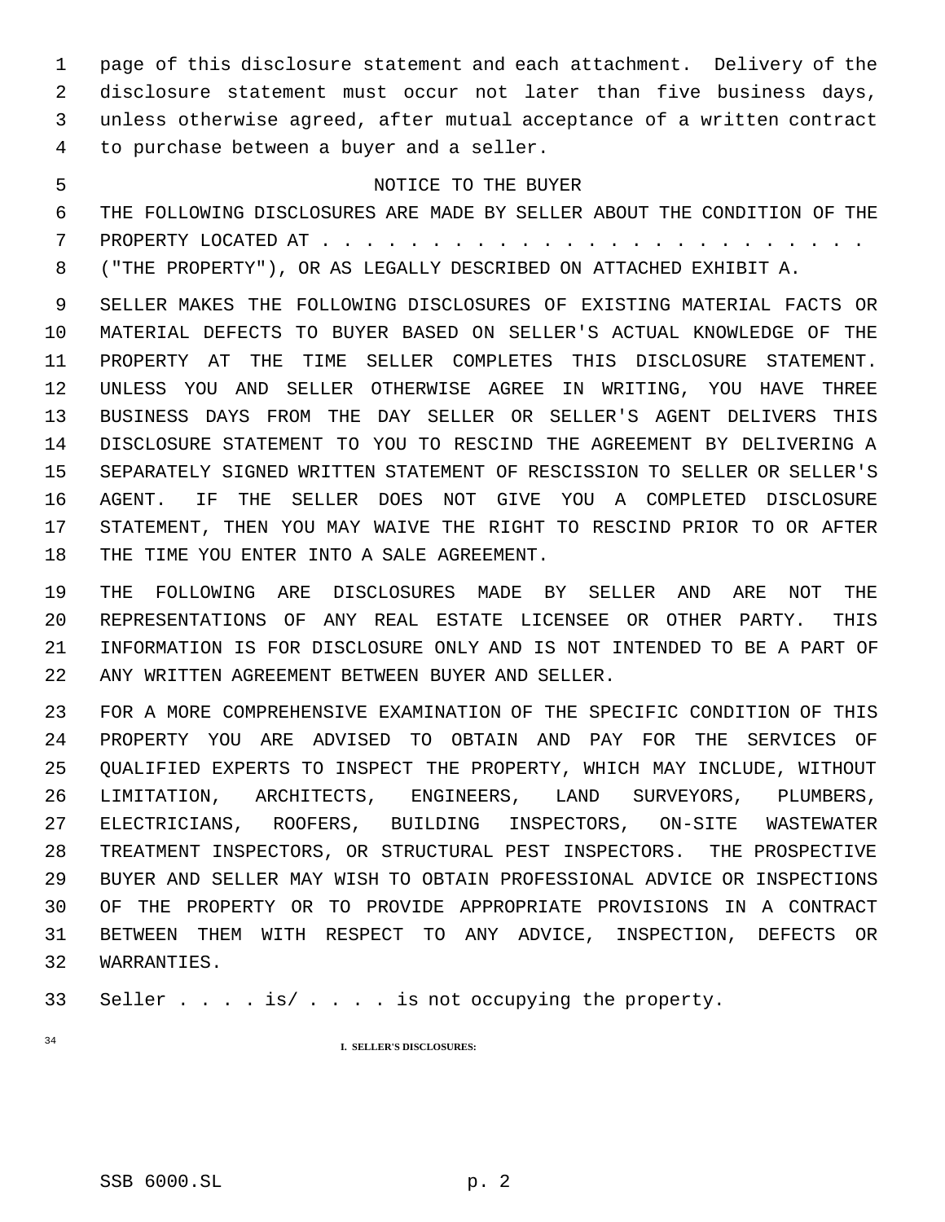page of this disclosure statement and each attachment. Delivery of the disclosure statement must occur not later than five business days, unless otherwise agreed, after mutual acceptance of a written contract to purchase between a buyer and a seller.

NOTICE TO THE BUYER

THE FOLLOWING DISCLOSURES ARE MADE BY SELLER ABOUT THE CONDITION OF THE PROPERTY LOCATED AT . . . . . . . . . . . . . . . . . . . . . . . . . . ("THE PROPERTY"), OR AS LEGALLY DESCRIBED ON ATTACHED EXHIBIT A.

SELLER MAKES THE FOLLOWING DISCLOSURES OF EXISTING MATERIAL FACTS OR MATERIAL DEFECTS TO BUYER BASED ON SELLER'S ACTUAL KNOWLEDGE OF THE PROPERTY AT THE TIME SELLER COMPLETES THIS DISCLOSURE STATEMENT. UNLESS YOU AND SELLER OTHERWISE AGREE IN WRITING, YOU HAVE THREE BUSINESS DAYS FROM THE DAY SELLER OR SELLER'S AGENT DELIVERS THIS DISCLOSURE STATEMENT TO YOU TO RESCIND THE AGREEMENT BY DELIVERING A SEPARATELY SIGNED WRITTEN STATEMENT OF RESCISSION TO SELLER OR SELLER'S AGENT. IF THE SELLER DOES NOT GIVE YOU A COMPLETED DISCLOSURE STATEMENT, THEN YOU MAY WAIVE THE RIGHT TO RESCIND PRIOR TO OR AFTER THE TIME YOU ENTER INTO A SALE AGREEMENT.

THE FOLLOWING ARE DISCLOSURES MADE BY SELLER AND ARE NOT THE REPRESENTATIONS OF ANY REAL ESTATE LICENSEE OR OTHER PARTY. THIS INFORMATION IS FOR DISCLOSURE ONLY AND IS NOT INTENDED TO BE A PART OF ANY WRITTEN AGREEMENT BETWEEN BUYER AND SELLER.

FOR A MORE COMPREHENSIVE EXAMINATION OF THE SPECIFIC CONDITION OF THIS PROPERTY YOU ARE ADVISED TO OBTAIN AND PAY FOR THE SERVICES OF QUALIFIED EXPERTS TO INSPECT THE PROPERTY, WHICH MAY INCLUDE, WITHOUT LIMITATION, ARCHITECTS, ENGINEERS, LAND SURVEYORS, PLUMBERS, ELECTRICIANS, ROOFERS, BUILDING INSPECTORS, ON-SITE WASTEWATER TREATMENT INSPECTORS, OR STRUCTURAL PEST INSPECTORS. THE PROSPECTIVE BUYER AND SELLER MAY WISH TO OBTAIN PROFESSIONAL ADVICE OR INSPECTIONS OF THE PROPERTY OR TO PROVIDE APPROPRIATE PROVISIONS IN A CONTRACT BETWEEN THEM WITH RESPECT TO ANY ADVICE, INSPECTION, DEFECTS OR WARRANTIES.

Seller . . . . is/ . . . . is not occupying the property.

**I. SELLER'S DISCLOSURES:**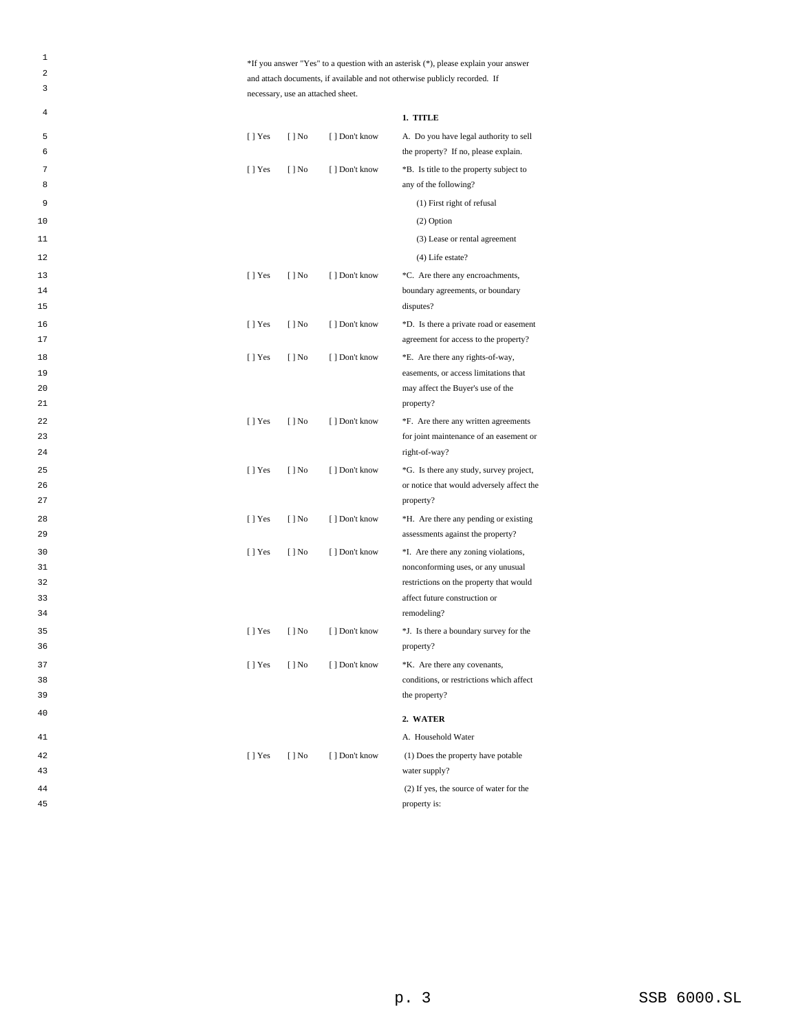*If you answer "Yes" to a question with an asterisk (*), please explain your answer and attach documents, if available and not otherwise publicly recorded. If necessary, use an attached sheet.

**1. TITLE**

| | | | |
|---|---|---|---|
| [ ] Yes | [ ] No | [ ] Don't know | A. Do you have legal authority to sell the property? If no, please explain. |
| [ ] Yes | [ ] No | [ ] Don't know | *B. Is title to the property subject to any of the following? |
| | | | (1) First right of refusal |
| | | | (2) Option |
| | | | (3) Lease or rental agreement |
| | | | (4) Life estate? |
| [ ] Yes | [ ] No | [ ] Don't know | *C. Are there any encroachments, boundary agreements, or boundary disputes? |
| [ ] Yes | [ ] No | [ ] Don't know | *D. Is there a private road or easement agreement for access to the property? |
| [ ] Yes | [ ] No | [ ] Don't know | *E. Are there any rights-of-way, easements, or access limitations that may affect the Buyer's use of the property? |
| [ ] Yes | [ ] No | [ ] Don't know | *F. Are there any written agreements for joint maintenance of an easement or right-of-way? |
| [ ] Yes | [ ] No | [ ] Don't know | *G. Is there any study, survey project, or notice that would adversely affect the property? |
| [ ] Yes | [ ] No | [ ] Don't know | *H. Are there any pending or existing assessments against the property? |
| [ ] Yes | [ ] No | [ ] Don't know | *I. Are there any zoning violations, nonconforming uses, or any unusual restrictions on the property that would affect future construction or remodeling? |
| [ ] Yes | [ ] No | [ ] Don't know | *J. Is there a boundary survey for the property? |
| [ ] Yes | [ ] No | [ ] Don't know | *K. Are there any covenants, conditions, or restrictions which affect the property? |

**2. WATER**

A. Household Water

| | | | |
|---|---|---|---|
| [ ] Yes | [ ] No | [ ] Don't know | (1) Does the property have potable water supply? |
| | | | (2) If yes, the source of water for the property is: |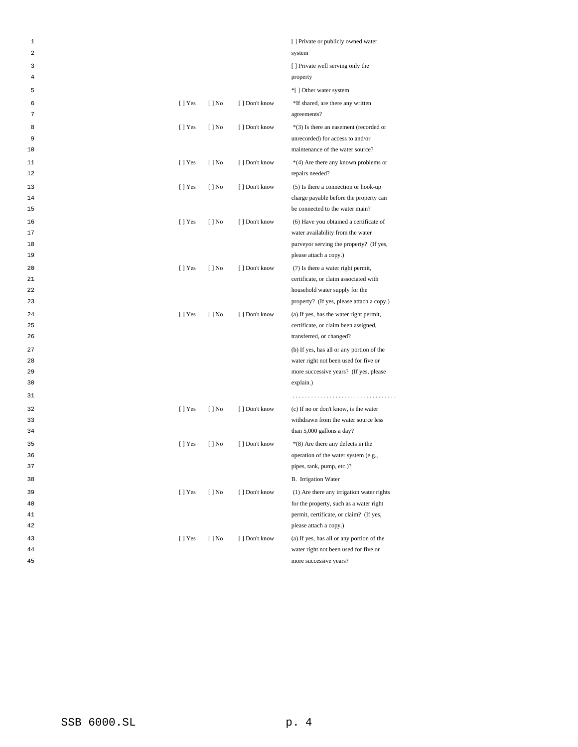| | | | |
|---|---|---|---|
| | | | [ ] Private or publicly owned water system |
| | | | [ ] Private well serving only the property |
| | | | *[ ] Other water system |
| [ ] Yes | [ ] No | [ ] Don't know | *If shared, are there any written agreements? |
| [ ] Yes | [ ] No | [ ] Don't know | *(3) Is there an easement (recorded or unrecorded) for access to and/or maintenance of the water source? |
| [ ] Yes | [ ] No | [ ] Don't know | *(4) Are there any known problems or repairs needed? |
| [ ] Yes | [ ] No | [ ] Don't know | (5) Is there a connection or hook-up charge payable before the property can be connected to the water main? |
| [ ] Yes | [ ] No | [ ] Don't know | (6) Have you obtained a certificate of water availability from the water purveyor serving the property? (If yes, please attach a copy.) |
| [ ] Yes | [ ] No | [ ] Don't know | (7) Is there a water right permit, certificate, or claim associated with household water supply for the property? (If yes, please attach a copy.) |
| [ ] Yes | [ ] No | [ ] Don't know | (a) If yes, has the water right permit, certificate, or claim been assigned, transferred, or changed? |
| | | | (b) If yes, has all or any portion of the water right not been used for five or more successive years? (If yes, please explain.) |
| | | | ................................. |
| [ ] Yes | [ ] No | [ ] Don't know | (c) If no or don't know, is the water withdrawn from the water source less than 5,000 gallons a day? |
| [ ] Yes | [ ] No | [ ] Don't know | *(8) Are there any defects in the operation of the water system (e.g., pipes, tank, pump, etc.)? |
| | | | B. Irrigation Water |
| [ ] Yes | [ ] No | [ ] Don't know | (1) Are there any irrigation water rights for the property, such as a water right permit, certificate, or claim? (If yes, please attach a copy.) |
| [ ] Yes | [ ] No | [ ] Don't know | (a) If yes, has all or any portion of the water right not been used for five or more successive years? |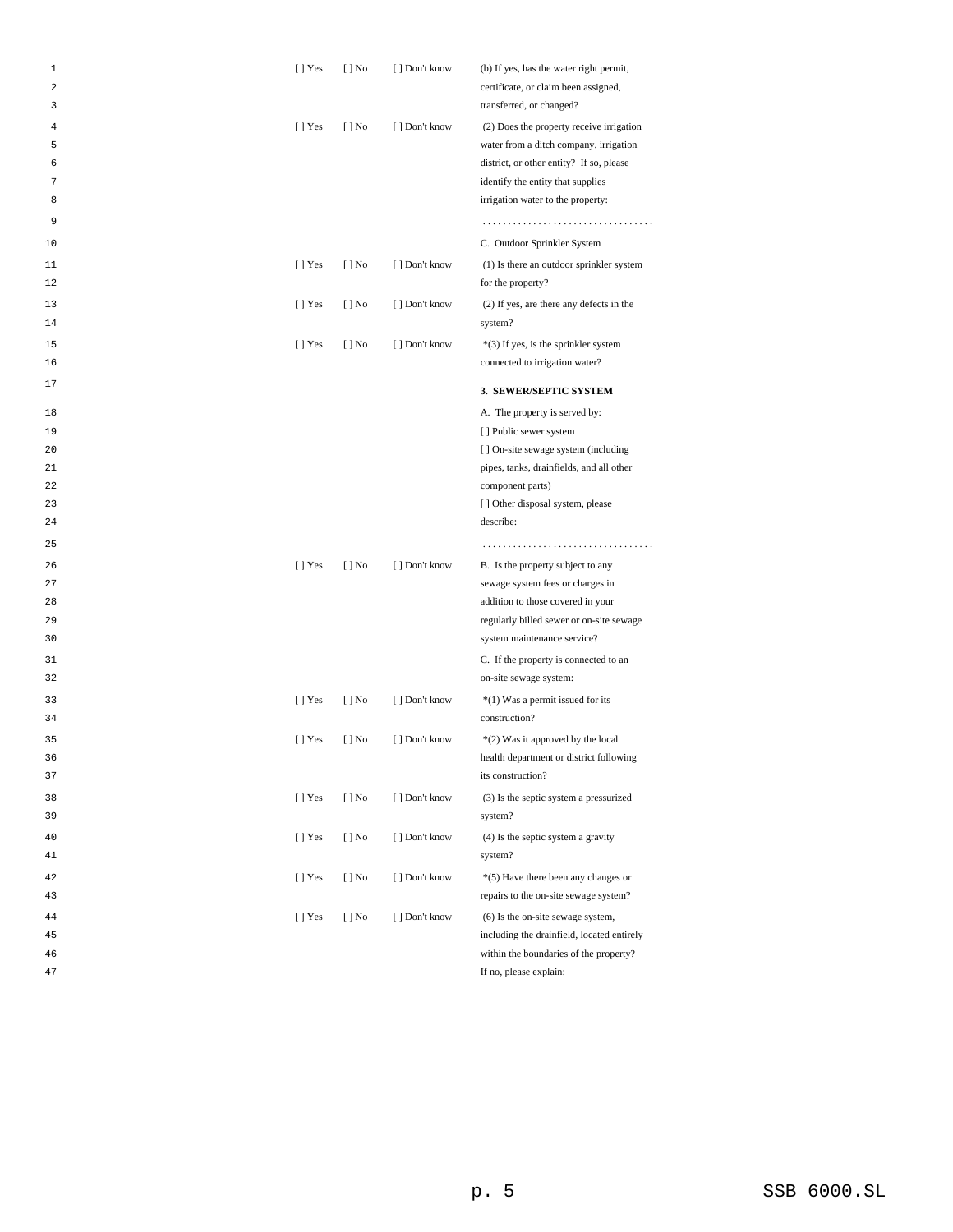| | | | |
|---|---|---|---|
| [ ] Yes | [ ] No | [ ] Don't know | (b) If yes, has the water right permit, certificate, or claim been assigned, transferred, or changed? |
| [ ] Yes | [ ] No | [ ] Don't know | (2) Does the property receive irrigation water from a ditch company, irrigation district, or other entity? If so, please identify the entity that supplies irrigation water to the property: |
| | | | .................................. |
| | | | C. Outdoor Sprinkler System |
| [ ] Yes | [ ] No | [ ] Don't know | (1) Is there an outdoor sprinkler system for the property? |
| [ ] Yes | [ ] No | [ ] Don't know | (2) If yes, are there any defects in the system? |
| [ ] Yes | [ ] No | [ ] Don't know | *(3) If yes, is the sprinkler system connected to irrigation water? |
| | | | **3. SEWER/SEPTIC SYSTEM** |
| | | | A. The property is served by: [ ] Public sewer system [ ] On-site sewage system (including pipes, tanks, drainfields, and all other component parts) [ ] Other disposal system, please describe: |
| | | | .................................. |
| [ ] Yes | [ ] No | [ ] Don't know | B. Is the property subject to any sewage system fees or charges in addition to those covered in your regularly billed sewer or on-site sewage system maintenance service? |
| | | | C. If the property is connected to an on-site sewage system: |
| [ ] Yes | [ ] No | [ ] Don't know | *(1) Was a permit issued for its construction? |
| [ ] Yes | [ ] No | [ ] Don't know | *(2) Was it approved by the local health department or district following its construction? |
| [ ] Yes | [ ] No | [ ] Don't know | (3) Is the septic system a pressurized system? |
| [ ] Yes | [ ] No | [ ] Don't know | (4) Is the septic system a gravity system? |
| [ ] Yes | [ ] No | [ ] Don't know | *(5) Have there been any changes or repairs to the on-site sewage system? |
| [ ] Yes | [ ] No | [ ] Don't know | (6) Is the on-site sewage system, including the drainfield, located entirely within the boundaries of the property? If no, please explain: |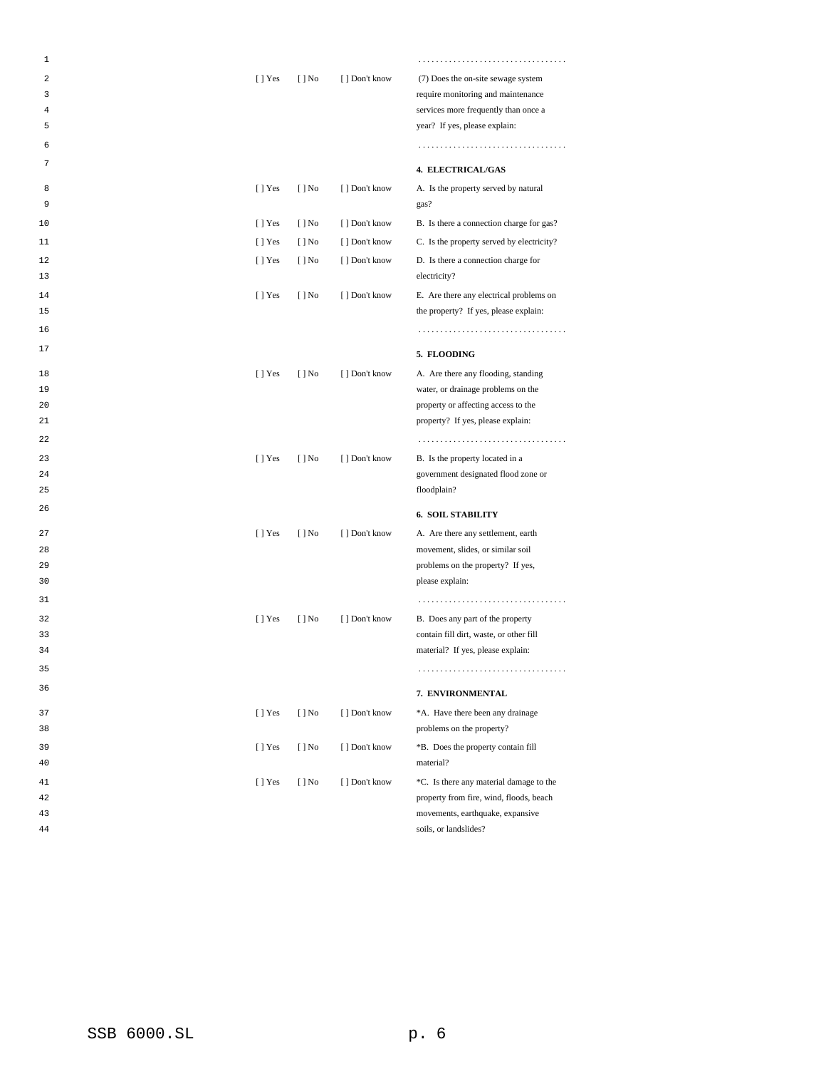. . . . . . . . . . . . . . . . . . . . . . . . . . . . . . . . .

[ ] Yes [ ] No [ ] Don't know (7) Does the on-site sewage system require monitoring and maintenance services more frequently than once a year? If yes, please explain:

. . . . . . . . . . . . . . . . . . . . . . . . . . . . . . . . .

**4. ELECTRICAL/GAS**

[ ] Yes [ ] No [ ] Don't know A. Is the property served by natural gas?

[ ] Yes [ ] No [ ] Don't know B. Is there a connection charge for gas?

[ ] Yes [ ] No [ ] Don't know C. Is the property served by electricity?

[ ] Yes [ ] No [ ] Don't know D. Is there a connection charge for electricity?

[ ] Yes [ ] No [ ] Don't know E. Are there any electrical problems on the property? If yes, please explain:

. . . . . . . . . . . . . . . . . . . . . . . . . . . . . . . . .

**5. FLOODING**

[ ] Yes [ ] No [ ] Don't know A. Are there any flooding, standing water, or drainage problems on the property or affecting access to the property? If yes, please explain:

. . . . . . . . . . . . . . . . . . . . . . . . . . . . . . . . .

[ ] Yes [ ] No [ ] Don't know B. Is the property located in a government designated flood zone or floodplain?

**6. SOIL STABILITY**

[ ] Yes [ ] No [ ] Don't know A. Are there any settlement, earth movement, slides, or similar soil problems on the property? If yes, please explain:

. . . . . . . . . . . . . . . . . . . . . . . . . . . . . . . . .

[ ] Yes [ ] No [ ] Don't know B. Does any part of the property contain fill dirt, waste, or other fill material? If yes, please explain:

. . . . . . . . . . . . . . . . . . . . . . . . . . . . . . . . .

**7. ENVIRONMENTAL**

[ ] Yes [ ] No [ ] Don't know *A. Have there been any drainage problems on the property?

[ ] Yes [ ] No [ ] Don't know *B. Does the property contain fill material?

[ ] Yes [ ] No [ ] Don't know *C. Is there any material damage to the property from fire, wind, floods, beach movements, earthquake, expansive soils, or landslides?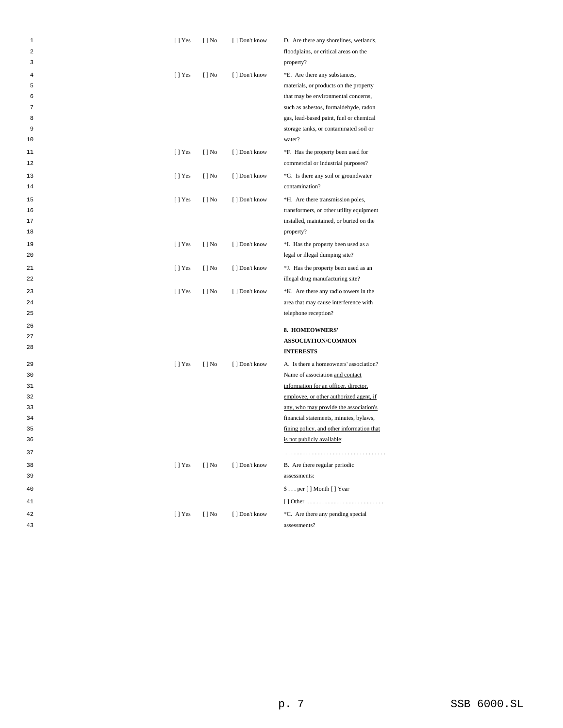| | | | |
|---|---|---|---|
| [ ] Yes | [ ] No | [ ] Don't know | D. Are there any shorelines, wetlands, floodplains, or critical areas on the property? |
| [ ] Yes | [ ] No | [ ] Don't know | *E. Are there any substances, materials, or products on the property that may be environmental concerns, such as asbestos, formaldehyde, radon gas, lead-based paint, fuel or chemical storage tanks, or contaminated soil or water? |
| [ ] Yes | [ ] No | [ ] Don't know | *F. Has the property been used for commercial or industrial purposes? |
| [ ] Yes | [ ] No | [ ] Don't know | *G. Is there any soil or groundwater contamination? |
| [ ] Yes | [ ] No | [ ] Don't know | *H. Are there transmission poles, transformers, or other utility equipment installed, maintained, or buried on the property? |
| [ ] Yes | [ ] No | [ ] Don't know | *I. Has the property been used as a legal or illegal dumping site? |
| [ ] Yes | [ ] No | [ ] Don't know | *J. Has the property been used as an illegal drug manufacturing site? |
| [ ] Yes | [ ] No | [ ] Don't know | *K. Are there any radio towers in the area that may cause interference with telephone reception? |

**8. HOMEOWNERS' ASSOCIATION/COMMON INTERESTS**

| | | | |
|---|---|---|---|
| [ ] Yes | [ ] No | [ ] Don't know | A. Is there a homeowners' association? Name of association and contact information for an officer, director, employee, or other authorized agent, if any, who may provide the association's financial statements, minutes, bylaws, fining policy, and other information that is not publicly available: |
| | | | .................................. |
| [ ] Yes | [ ] No | [ ] Don't know | B. Are there regular periodic assessments: |
| | | | $ . . . per [ ] Month [ ] Year |
| | | | [ ] Other .......................... |
| [ ] Yes | [ ] No | [ ] Don't know | *C. Are there any pending special assessments? |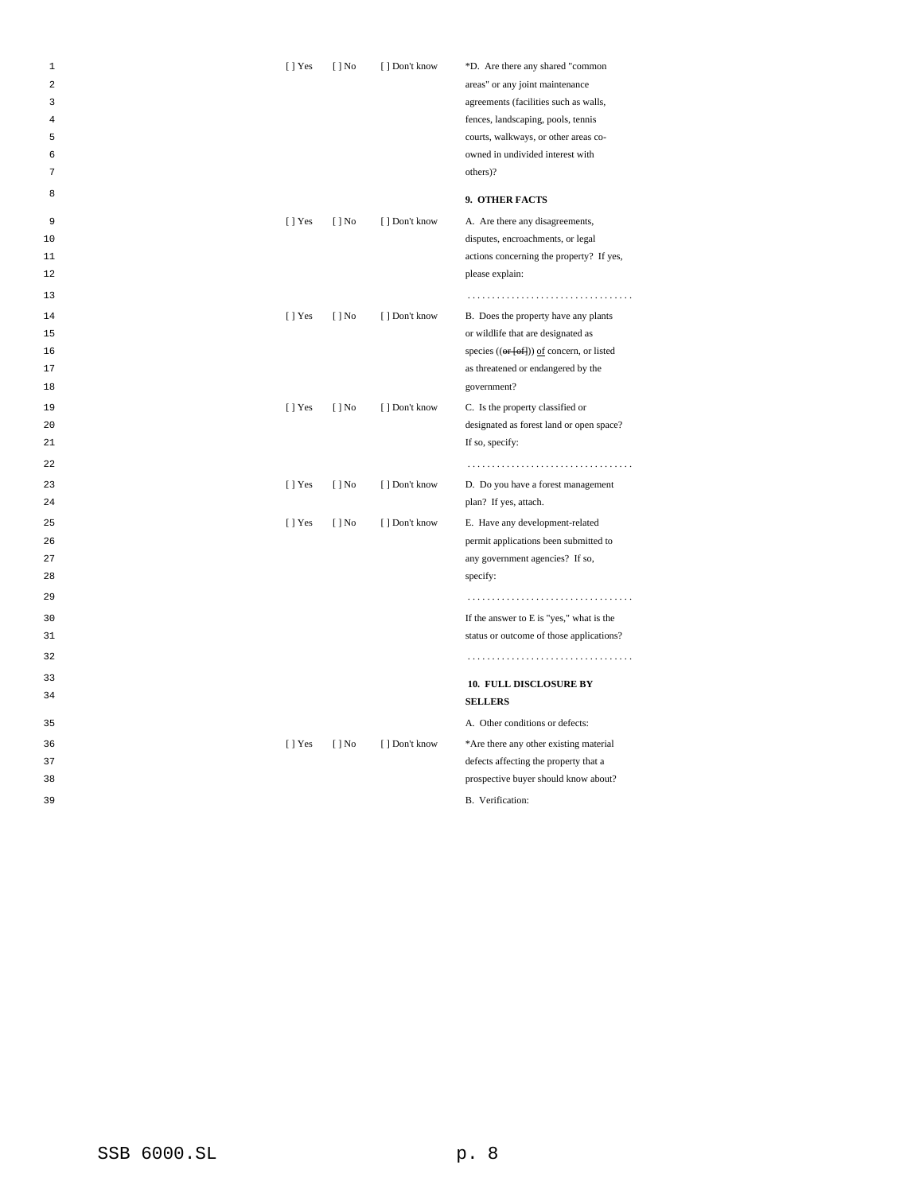[ ] Yes [ ] No [ ] Don't know *D. Are there any shared "common areas" or any joint maintenance agreements (facilities such as walls, fences, landscaping, pools, tennis courts, walkways, or other areas co-owned in undivided interest with others)?

**9. OTHER FACTS**

[ ] Yes [ ] No [ ] Don't know A. Are there any disagreements, disputes, encroachments, or legal actions concerning the property? If yes, please explain:

. . . . . . . . . . . . . . . . . . . . . . . . . . . . . . . . . .

[ ] Yes [ ] No [ ] Don't know B. Does the property have any plants or wildlife that are designated as species ((~~or [of]~~)) <u>of</u> concern, or listed as threatened or endangered by the government?

[ ] Yes [ ] No [ ] Don't know C. Is the property classified or designated as forest land or open space? If so, specify:

. . . . . . . . . . . . . . . . . . . . . . . . . . . . . . . . . .

[ ] Yes [ ] No [ ] Don't know D. Do you have a forest management plan? If yes, attach.

[ ] Yes [ ] No [ ] Don't know E. Have any development-related permit applications been submitted to any government agencies? If so, specify:

. . . . . . . . . . . . . . . . . . . . . . . . . . . . . . . . . .

If the answer to E is "yes," what is the status or outcome of those applications?

. . . . . . . . . . . . . . . . . . . . . . . . . . . . . . . . . .

**10. FULL DISCLOSURE BY SELLERS**

A. Other conditions or defects:

[ ] Yes [ ] No [ ] Don't know *Are there any other existing material defects affecting the property that a prospective buyer should know about?

B. Verification: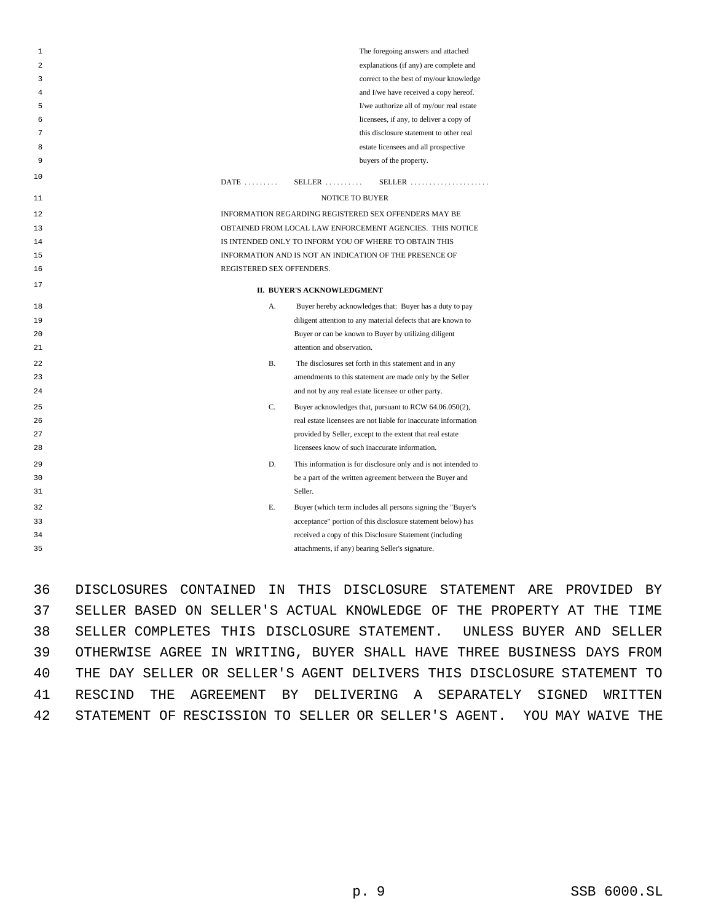The foregoing answers and attached explanations (if any) are complete and correct to the best of my/our knowledge and I/we have received a copy hereof. I/we authorize all of my/our real estate licensees, if any, to deliver a copy of this disclosure statement to other real estate licensees and all prospective buyers of the property.

DATE . . . . . . . . . SELLER . . . . . . . . . . SELLER . . . . . . . . . . . . . . . . . . . .

NOTICE TO BUYER

INFORMATION REGARDING REGISTERED SEX OFFENDERS MAY BE OBTAINED FROM LOCAL LAW ENFORCEMENT AGENCIES. THIS NOTICE IS INTENDED ONLY TO INFORM YOU OF WHERE TO OBTAIN THIS INFORMATION AND IS NOT AN INDICATION OF THE PRESENCE OF REGISTERED SEX OFFENDERS.

**II. BUYER'S ACKNOWLEDGMENT**

A. Buyer hereby acknowledges that: Buyer has a duty to pay diligent attention to any material defects that are known to Buyer or can be known to Buyer by utilizing diligent attention and observation.

B. The disclosures set forth in this statement and in any amendments to this statement are made only by the Seller and not by any real estate licensee or other party.

C. Buyer acknowledges that, pursuant to RCW 64.06.050(2), real estate licensees are not liable for inaccurate information provided by Seller, except to the extent that real estate licensees know of such inaccurate information.

D. This information is for disclosure only and is not intended to be a part of the written agreement between the Buyer and Seller.

E. Buyer (which term includes all persons signing the "Buyer's acceptance" portion of this disclosure statement below) has received a copy of this Disclosure Statement (including attachments, if any) bearing Seller's signature.

DISCLOSURES CONTAINED IN THIS DISCLOSURE STATEMENT ARE PROVIDED BY SELLER BASED ON SELLER'S ACTUAL KNOWLEDGE OF THE PROPERTY AT THE TIME SELLER COMPLETES THIS DISCLOSURE STATEMENT. UNLESS BUYER AND SELLER OTHERWISE AGREE IN WRITING, BUYER SHALL HAVE THREE BUSINESS DAYS FROM THE DAY SELLER OR SELLER'S AGENT DELIVERS THIS DISCLOSURE STATEMENT TO RESCIND THE AGREEMENT BY DELIVERING A SEPARATELY SIGNED WRITTEN STATEMENT OF RESCISSION TO SELLER OR SELLER'S AGENT. YOU MAY WAIVE THE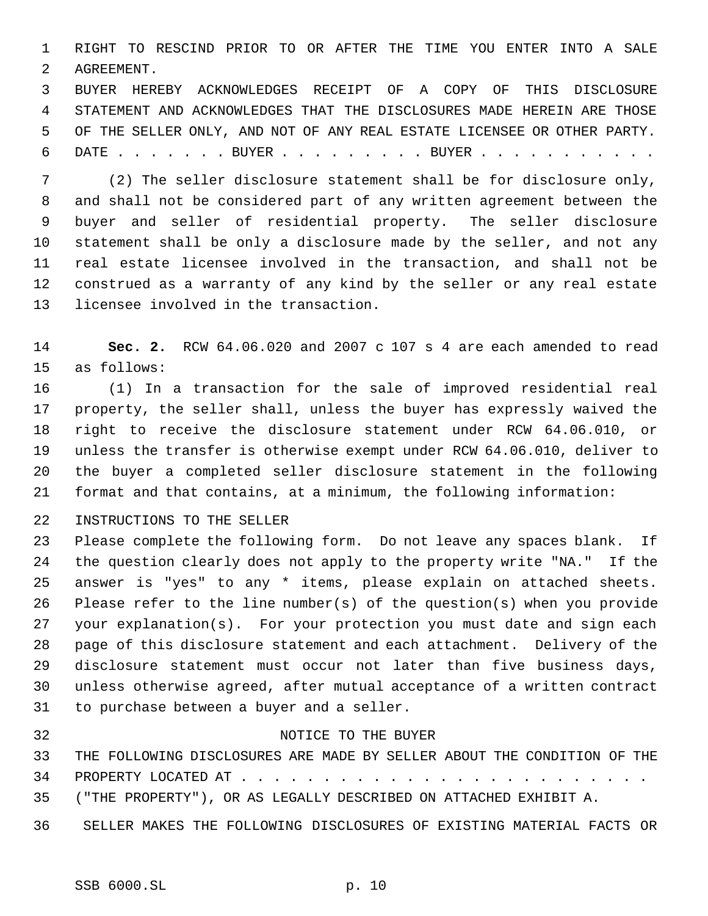RIGHT TO RESCIND PRIOR TO OR AFTER THE TIME YOU ENTER INTO A SALE AGREEMENT.

BUYER HEREBY ACKNOWLEDGES RECEIPT OF A COPY OF THIS DISCLOSURE STATEMENT AND ACKNOWLEDGES THAT THE DISCLOSURES MADE HEREIN ARE THOSE OF THE SELLER ONLY, AND NOT OF ANY REAL ESTATE LICENSEE OR OTHER PARTY.

DATE . . . . . . . BUYER . . . . . . . . . BUYER . . . . . . . . . . .

(2) The seller disclosure statement shall be for disclosure only, and shall not be considered part of any written agreement between the buyer and seller of residential property. The seller disclosure statement shall be only a disclosure made by the seller, and not any real estate licensee involved in the transaction, and shall not be construed as a warranty of any kind by the seller or any real estate licensee involved in the transaction.

**Sec. 2.** RCW 64.06.020 and 2007 c 107 s 4 are each amended to read as follows:

(1) In a transaction for the sale of improved residential real property, the seller shall, unless the buyer has expressly waived the right to receive the disclosure statement under RCW 64.06.010, or unless the transfer is otherwise exempt under RCW 64.06.010, deliver to the buyer a completed seller disclosure statement in the following format and that contains, at a minimum, the following information:

INSTRUCTIONS TO THE SELLER

Please complete the following form. Do not leave any spaces blank. If the question clearly does not apply to the property write "NA." If the answer is "yes" to any * items, please explain on attached sheets. Please refer to the line number(s) of the question(s) when you provide your explanation(s). For your protection you must date and sign each page of this disclosure statement and each attachment. Delivery of the disclosure statement must occur not later than five business days, unless otherwise agreed, after mutual acceptance of a written contract to purchase between a buyer and a seller.

NOTICE TO THE BUYER

THE FOLLOWING DISCLOSURES ARE MADE BY SELLER ABOUT THE CONDITION OF THE PROPERTY LOCATED AT . . . . . . . . . . . . . . . . . . . . . . . . . ("THE PROPERTY"), OR AS LEGALLY DESCRIBED ON ATTACHED EXHIBIT A.

SELLER MAKES THE FOLLOWING DISCLOSURES OF EXISTING MATERIAL FACTS OR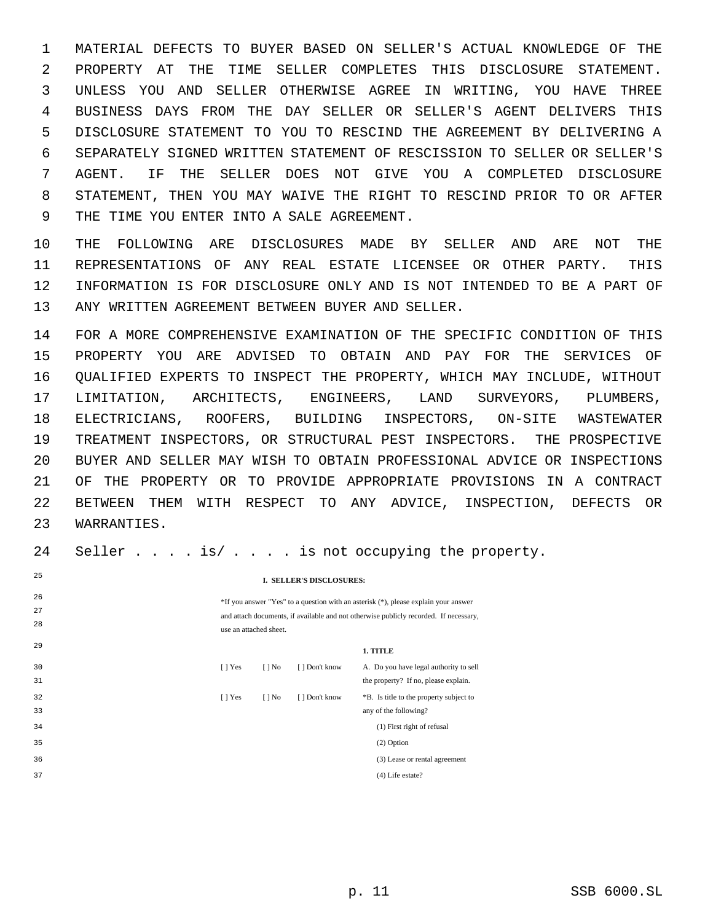MATERIAL DEFECTS TO BUYER BASED ON SELLER'S ACTUAL KNOWLEDGE OF THE PROPERTY AT THE TIME SELLER COMPLETES THIS DISCLOSURE STATEMENT. UNLESS YOU AND SELLER OTHERWISE AGREE IN WRITING, YOU HAVE THREE BUSINESS DAYS FROM THE DAY SELLER OR SELLER'S AGENT DELIVERS THIS DISCLOSURE STATEMENT TO YOU TO RESCIND THE AGREEMENT BY DELIVERING A SEPARATELY SIGNED WRITTEN STATEMENT OF RESCISSION TO SELLER OR SELLER'S AGENT. IF THE SELLER DOES NOT GIVE YOU A COMPLETED DISCLOSURE STATEMENT, THEN YOU MAY WAIVE THE RIGHT TO RESCIND PRIOR TO OR AFTER THE TIME YOU ENTER INTO A SALE AGREEMENT.

THE FOLLOWING ARE DISCLOSURES MADE BY SELLER AND ARE NOT THE REPRESENTATIONS OF ANY REAL ESTATE LICENSEE OR OTHER PARTY. THIS INFORMATION IS FOR DISCLOSURE ONLY AND IS NOT INTENDED TO BE A PART OF ANY WRITTEN AGREEMENT BETWEEN BUYER AND SELLER.

FOR A MORE COMPREHENSIVE EXAMINATION OF THE SPECIFIC CONDITION OF THIS PROPERTY YOU ARE ADVISED TO OBTAIN AND PAY FOR THE SERVICES OF QUALIFIED EXPERTS TO INSPECT THE PROPERTY, WHICH MAY INCLUDE, WITHOUT LIMITATION, ARCHITECTS, ENGINEERS, LAND SURVEYORS, PLUMBERS, ELECTRICIANS, ROOFERS, BUILDING INSPECTORS, ON-SITE WASTEWATER TREATMENT INSPECTORS, OR STRUCTURAL PEST INSPECTORS. THE PROSPECTIVE BUYER AND SELLER MAY WISH TO OBTAIN PROFESSIONAL ADVICE OR INSPECTIONS OF THE PROPERTY OR TO PROVIDE APPROPRIATE PROVISIONS IN A CONTRACT BETWEEN THEM WITH RESPECT TO ANY ADVICE, INSPECTION, DEFECTS OR WARRANTIES.

Seller . . . . is/ . . . . is not occupying the property.

**I. SELLER'S DISCLOSURES:**

*If you answer "Yes" to a question with an asterisk (*), please explain your answer and attach documents, if available and not otherwise publicly recorded. If necessary, use an attached sheet.

**1. TITLE**

| | | | |
|---|---|---|---|
| [ ] Yes | [ ] No | [ ] Don't know | A. Do you have legal authority to sell the property? If no, please explain. |
| [ ] Yes | [ ] No | [ ] Don't know | *B. Is title to the property subject to any of the following? |
| | | | (1) First right of refusal |
| | | | (2) Option |
| | | | (3) Lease or rental agreement |
| | | | (4) Life estate? |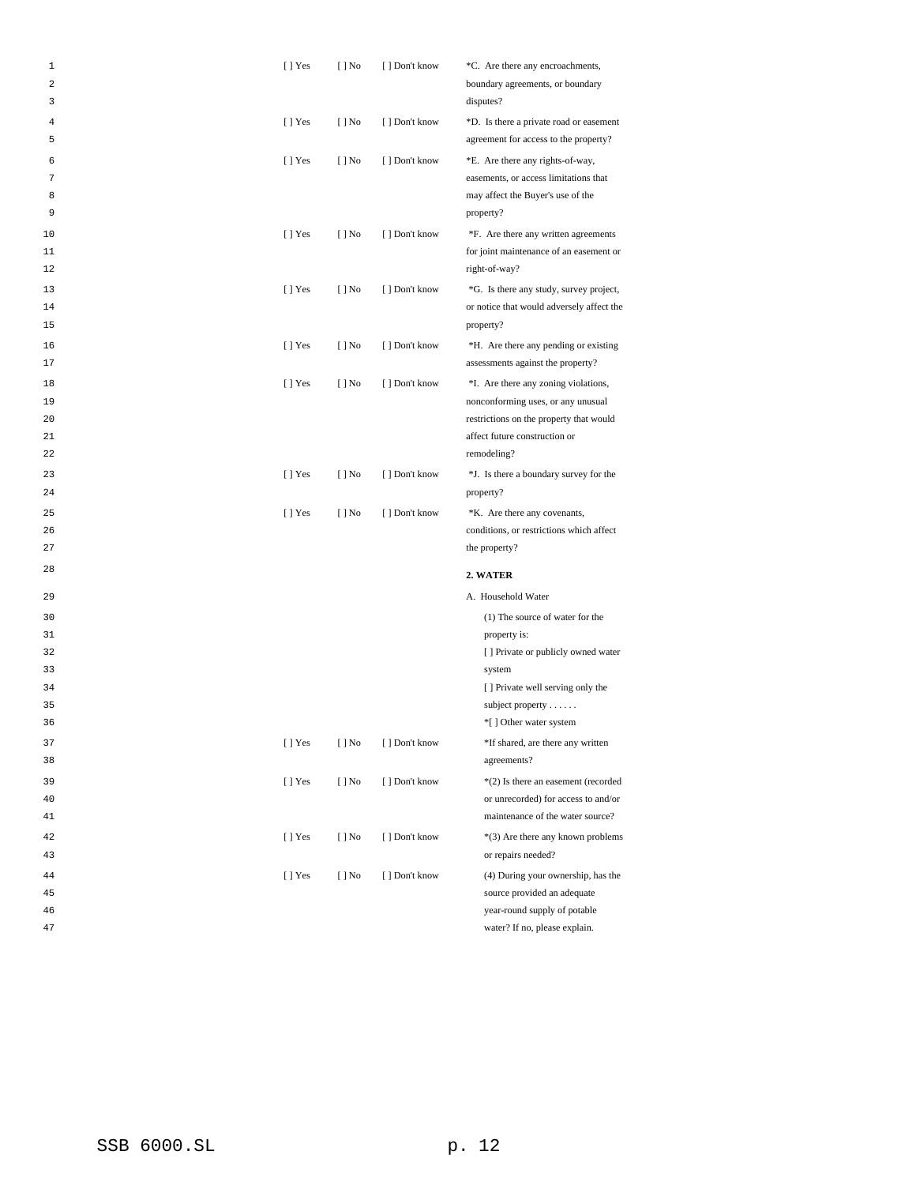| | | | |
|---|---|---|---|
| [ ] Yes | [ ] No | [ ] Don't know | *C. Are there any encroachments, boundary agreements, or boundary disputes? |
| [ ] Yes | [ ] No | [ ] Don't know | *D. Is there a private road or easement agreement for access to the property? |
| [ ] Yes | [ ] No | [ ] Don't know | *E. Are there any rights-of-way, easements, or access limitations that may affect the Buyer's use of the property? |
| [ ] Yes | [ ] No | [ ] Don't know | *F. Are there any written agreements for joint maintenance of an easement or right-of-way? |
| [ ] Yes | [ ] No | [ ] Don't know | *G. Is there any study, survey project, or notice that would adversely affect the property? |
| [ ] Yes | [ ] No | [ ] Don't know | *H. Are there any pending or existing assessments against the property? |
| [ ] Yes | [ ] No | [ ] Don't know | *I. Are there any zoning violations, nonconforming uses, or any unusual restrictions on the property that would affect future construction or remodeling? |
| [ ] Yes | [ ] No | [ ] Don't know | *J. Is there a boundary survey for the property? |
| [ ] Yes | [ ] No | [ ] Don't know | *K. Are there any covenants, conditions, or restrictions which affect the property? |

**2. WATER**

A. Household Water

(1) The source of water for the property is:

[ ] Private or publicly owned water system

[ ] Private well serving only the subject property . . . . . .

*[ ] Other water system

| | | | |
|---|---|---|---|
| [ ] Yes | [ ] No | [ ] Don't know | *If shared, are there any written agreements? |
| [ ] Yes | [ ] No | [ ] Don't know | *(2) Is there an easement (recorded or unrecorded) for access to and/or maintenance of the water source? |
| [ ] Yes | [ ] No | [ ] Don't know | *(3) Are there any known problems or repairs needed? |
| [ ] Yes | [ ] No | [ ] Don't know | (4) During your ownership, has the source provided an adequate year-round supply of potable water? If no, please explain. |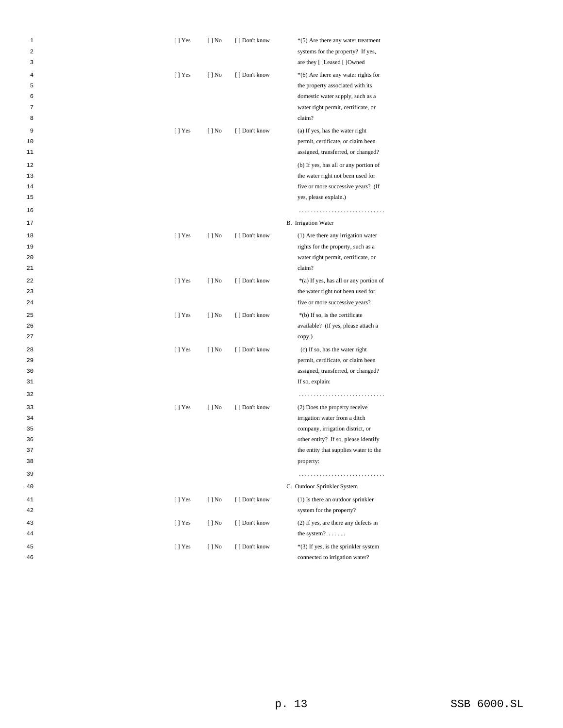| | | | |
|---|---|---|---|
| [ ] Yes | [ ] No | [ ] Don't know | *(5) Are there any water treatment systems for the property? If yes, are they [ ]Leased [ ]Owned |
| [ ] Yes | [ ] No | [ ] Don't know | *(6) Are there any water rights for the property associated with its domestic water supply, such as a water right permit, certificate, or claim? |
| [ ] Yes | [ ] No | [ ] Don't know | (a) If yes, has the water right permit, certificate, or claim been assigned, transferred, or changed? |
| | | | (b) If yes, has all or any portion of the water right not been used for five or more successive years? (If yes, please explain.) |
| | | | ............................ |
| | | | B. Irrigation Water |
| [ ] Yes | [ ] No | [ ] Don't know | (1) Are there any irrigation water rights for the property, such as a water right permit, certificate, or claim? |
| [ ] Yes | [ ] No | [ ] Don't know | *(a) If yes, has all or any portion of the water right not been used for five or more successive years? |
| [ ] Yes | [ ] No | [ ] Don't know | *(b) If so, is the certificate available? (If yes, please attach a copy.) |
| [ ] Yes | [ ] No | [ ] Don't know | (c) If so, has the water right permit, certificate, or claim been assigned, transferred, or changed? If so, explain: |
| | | | ............................ |
| [ ] Yes | [ ] No | [ ] Don't know | (2) Does the property receive irrigation water from a ditch company, irrigation district, or other entity? If so, please identify the entity that supplies water to the property: |
| | | | ............................ |
| | | | C. Outdoor Sprinkler System |
| [ ] Yes | [ ] No | [ ] Don't know | (1) Is there an outdoor sprinkler system for the property? |
| [ ] Yes | [ ] No | [ ] Don't know | (2) If yes, are there any defects in the system? ...... |
| [ ] Yes | [ ] No | [ ] Don't know | *(3) If yes, is the sprinkler system connected to irrigation water? |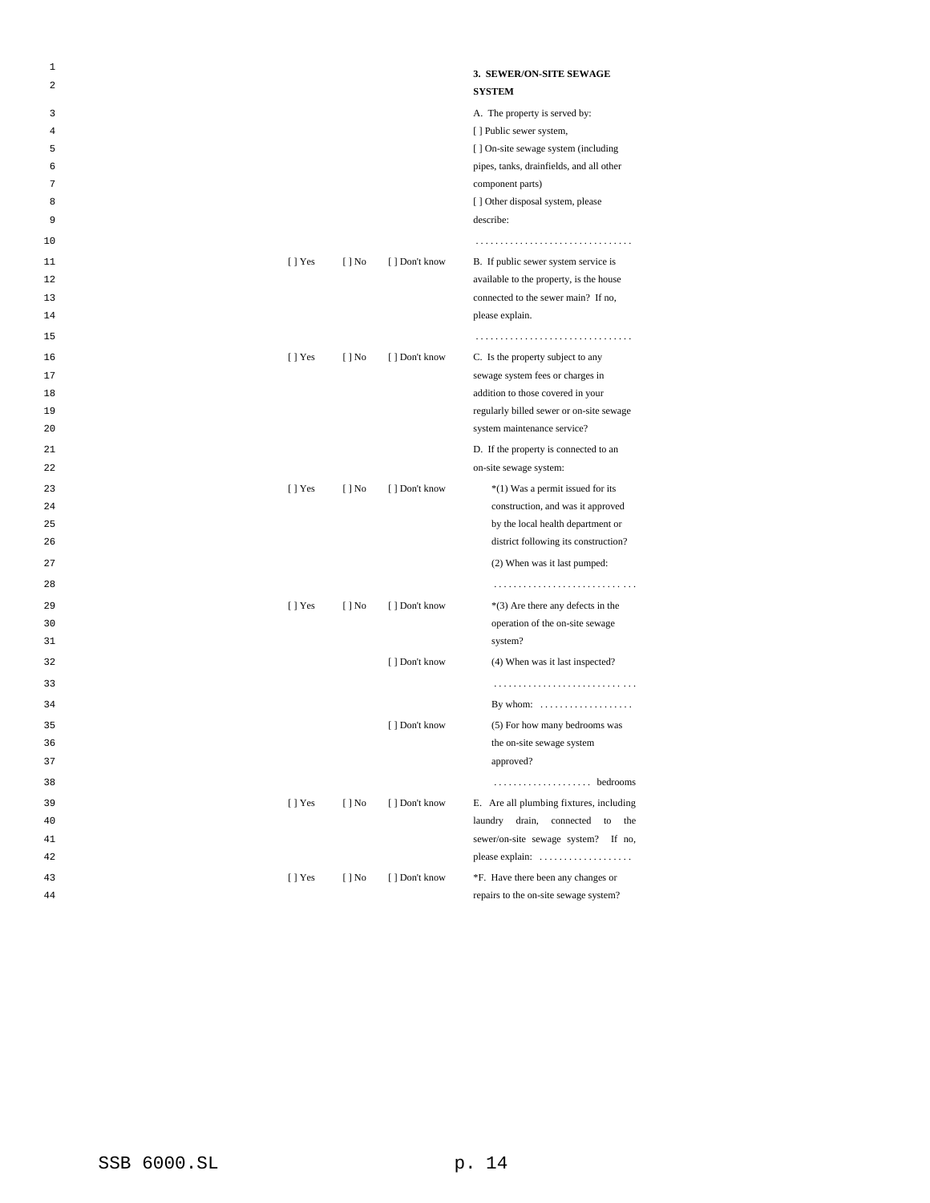**3. SEWER/ON-SITE SEWAGE SYSTEM**

A. The property is served by:
[ ] Public sewer system,
[ ] On-site sewage system (including pipes, tanks, drainfields, and all other component parts)
[ ] Other disposal system, please describe:

................................

| | | | |
|---|---|---|---|
| [ ] Yes | [ ] No | [ ] Don't know | B. If public sewer system service is available to the property, is the house connected to the sewer main? If no, please explain. ................................ |
| [ ] Yes | [ ] No | [ ] Don't know | C. Is the property subject to any sewage system fees or charges in addition to those covered in your regularly billed sewer or on-site sewage system maintenance service? |
| | | | D. If the property is connected to an on-site sewage system: |
| [ ] Yes | [ ] No | [ ] Don't know | *(1) Was a permit issued for its construction, and was it approved by the local health department or district following its construction? |
| | | | (2) When was it last pumped: ............................ |
| [ ] Yes | [ ] No | [ ] Don't know | *(3) Are there any defects in the operation of the on-site sewage system? |
| | | [ ] Don't know | (4) When was it last inspected? ............................ By whom: ................... |
| | | [ ] Don't know | (5) For how many bedrooms was the on-site sewage system approved? .................... bedrooms |
| [ ] Yes | [ ] No | [ ] Don't know | E. Are all plumbing fixtures, including laundry drain, connected to the sewer/on-site sewage system? If no, please explain: ................... |
| [ ] Yes | [ ] No | [ ] Don't know | *F. Have there been any changes or repairs to the on-site sewage system? |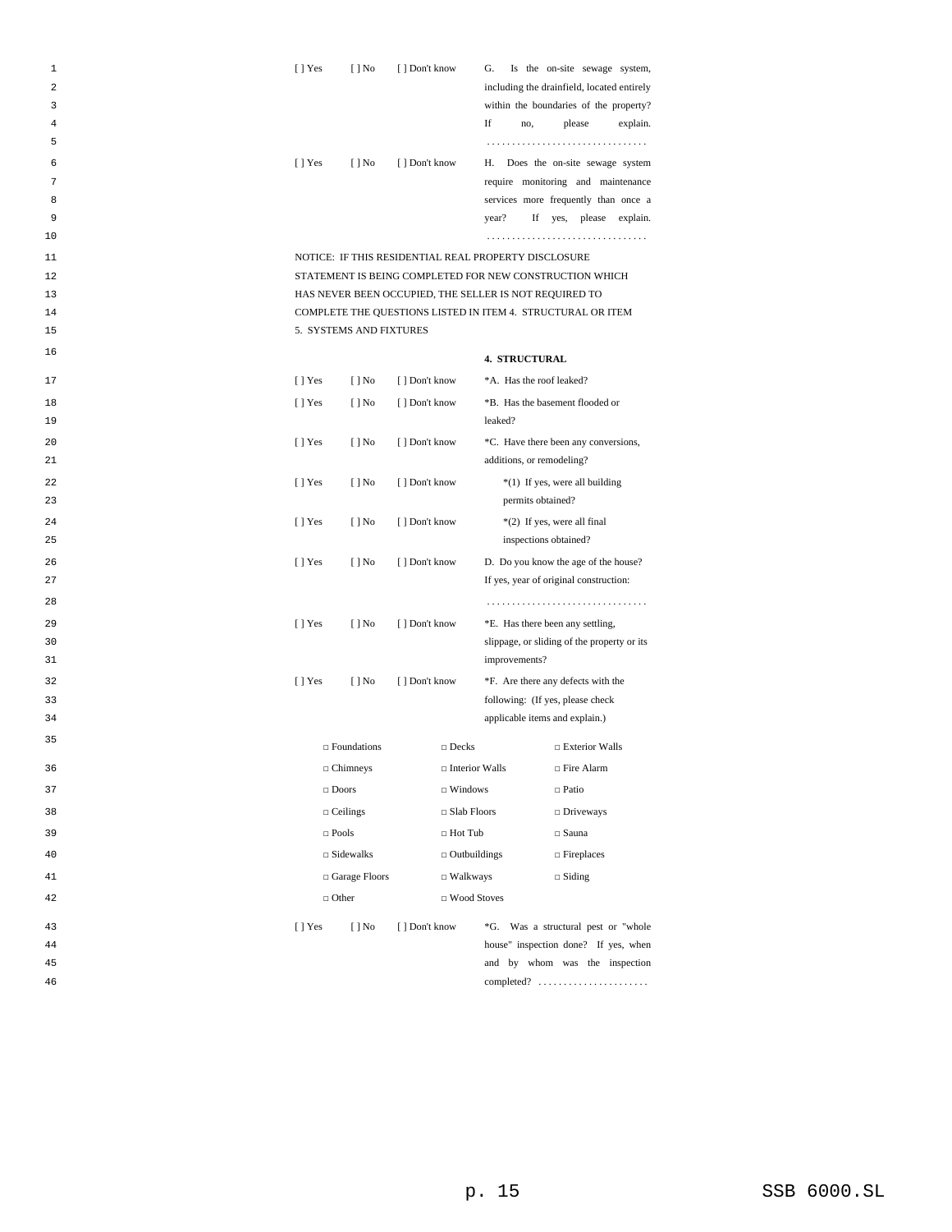[ ] Yes [ ] No [ ] Don't know G. Is the on-site sewage system, including the drainfield, located entirely within the boundaries of the property? If no, please explain. ................................

[ ] Yes [ ] No [ ] Don't know H. Does the on-site sewage system require monitoring and maintenance services more frequently than once a year? If yes, please explain. ................................

NOTICE: IF THIS RESIDENTIAL REAL PROPERTY DISCLOSURE STATEMENT IS BEING COMPLETED FOR NEW CONSTRUCTION WHICH HAS NEVER BEEN OCCUPIED, THE SELLER IS NOT REQUIRED TO COMPLETE THE QUESTIONS LISTED IN ITEM 4. STRUCTURAL OR ITEM 5. SYSTEMS AND FIXTURES

**4. STRUCTURAL**

[ ] Yes [ ] No [ ] Don't know *A. Has the roof leaked?

[ ] Yes [ ] No [ ] Don't know *B. Has the basement flooded or leaked?

[ ] Yes [ ] No [ ] Don't know *C. Have there been any conversions, additions, or remodeling?

[ ] Yes [ ] No [ ] Don't know *(1) If yes, were all building permits obtained?

[ ] Yes [ ] No [ ] Don't know *(2) If yes, were all final inspections obtained?

[ ] Yes [ ] No [ ] Don't know D. Do you know the age of the house? If yes, year of original construction: ................................

[ ] Yes [ ] No [ ] Don't know *E. Has there been any settling, slippage, or sliding of the property or its improvements?

[ ] Yes [ ] No [ ] Don't know *F. Are there any defects with the following: (If yes, please check applicable items and explain.)

| | | |
|---|---|---|
| □ Foundations | □ Decks | □ Exterior Walls |
| □ Chimneys | □ Interior Walls | □ Fire Alarm |
| □ Doors | □ Windows | □ Patio |
| □ Ceilings | □ Slab Floors | □ Driveways |
| □ Pools | □ Hot Tub | □ Sauna |
| □ Sidewalks | □ Outbuildings | □ Fireplaces |
| □ Garage Floors | □ Walkways | □ Siding |
| □ Other | □ Wood Stoves | |

[ ] Yes [ ] No [ ] Don't know *G. Was a structural pest or "whole house" inspection done? If yes, when and by whom was the inspection completed? ......................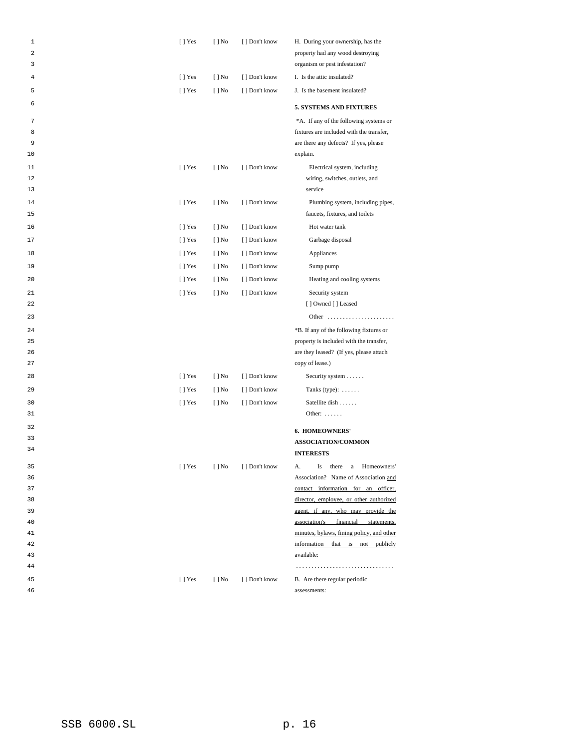| | | | |
|---|---|---|---|
| [ ] Yes | [ ] No | [ ] Don't know | H. During your ownership, has the property had any wood destroying organism or pest infestation? |
| [ ] Yes | [ ] No | [ ] Don't know | I. Is the attic insulated? |
| [ ] Yes | [ ] No | [ ] Don't know | J. Is the basement insulated? |
| | | | **5. SYSTEMS AND FIXTURES** |
| | | | *A. If any of the following systems or fixtures are included with the transfer, are there any defects? If yes, please explain. |
| [ ] Yes | [ ] No | [ ] Don't know | Electrical system, including wiring, switches, outlets, and service |
| [ ] Yes | [ ] No | [ ] Don't know | Plumbing system, including pipes, faucets, fixtures, and toilets |
| [ ] Yes | [ ] No | [ ] Don't know | Hot water tank |
| [ ] Yes | [ ] No | [ ] Don't know | Garbage disposal |
| [ ] Yes | [ ] No | [ ] Don't know | Appliances |
| [ ] Yes | [ ] No | [ ] Don't know | Sump pump |
| [ ] Yes | [ ] No | [ ] Don't know | Heating and cooling systems |
| [ ] Yes | [ ] No | [ ] Don't know | Security system [ ] Owned [ ] Leased |
| | | | Other . . . . . . . . . . . . . . . . . . . . . . |
| | | | *B. If any of the following fixtures or property is included with the transfer, are they leased? (If yes, please attach copy of lease.) |
| [ ] Yes | [ ] No | [ ] Don't know | Security system . . . . . . |
| [ ] Yes | [ ] No | [ ] Don't know | Tanks (type): . . . . . . |
| [ ] Yes | [ ] No | [ ] Don't know | Satellite dish . . . . . . |
| | | | Other: . . . . . . |
| | | | **6. HOMEOWNERS' ASSOCIATION/COMMON INTERESTS** |
| [ ] Yes | [ ] No | [ ] Don't know | A. Is there a Homeowners' Association? Name of Association <u>and contact information for an officer, director, employee, or other authorized agent, if any, who may provide the association's financial statements, minutes, bylaws, fining policy, and other information that is not publicly available:</u> . . . . . . . . . . . . . . . . . . . . . . . . . . . . . . . . |
| [ ] Yes | [ ] No | [ ] Don't know | B. Are there regular periodic assessments: |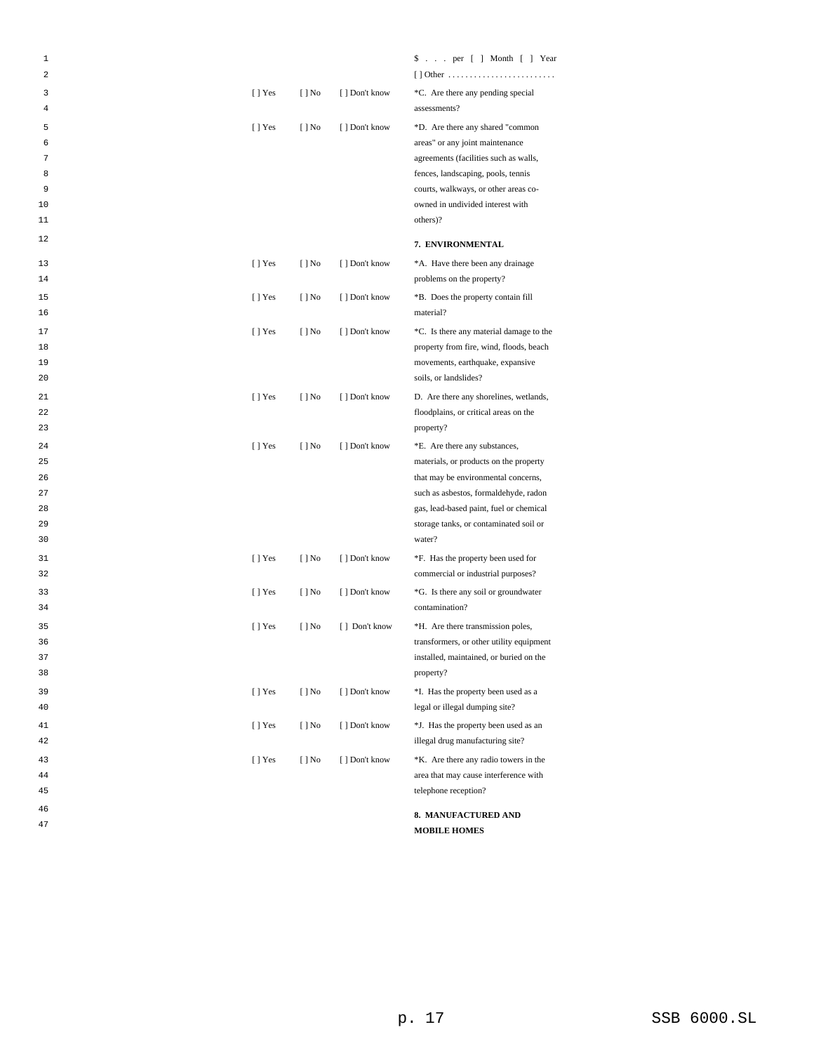| | | | |
|---|---|---|---|
| | | | $ . . . per [ ] Month [ ] Year<br>[ ] Other . . . . . . . . . . . . . . . . . . . . . . . . . |
| [ ] Yes | [ ] No | [ ] Don't know | *C. Are there any pending special assessments? |
| [ ] Yes | [ ] No | [ ] Don't know | *D. Are there any shared "common areas" or any joint maintenance agreements (facilities such as walls, fences, landscaping, pools, tennis courts, walkways, or other areas co-owned in undivided interest with others)? |
| | | | **7. ENVIRONMENTAL** |
| [ ] Yes | [ ] No | [ ] Don't know | *A. Have there been any drainage problems on the property? |
| [ ] Yes | [ ] No | [ ] Don't know | *B. Does the property contain fill material? |
| [ ] Yes | [ ] No | [ ] Don't know | *C. Is there any material damage to the property from fire, wind, floods, beach movements, earthquake, expansive soils, or landslides? |
| [ ] Yes | [ ] No | [ ] Don't know | D. Are there any shorelines, wetlands, floodplains, or critical areas on the property? |
| [ ] Yes | [ ] No | [ ] Don't know | *E. Are there any substances, materials, or products on the property that may be environmental concerns, such as asbestos, formaldehyde, radon gas, lead-based paint, fuel or chemical storage tanks, or contaminated soil or water? |
| [ ] Yes | [ ] No | [ ] Don't know | *F. Has the property been used for commercial or industrial purposes? |
| [ ] Yes | [ ] No | [ ] Don't know | *G. Is there any soil or groundwater contamination? |
| [ ] Yes | [ ] No | [ ] Don't know | *H. Are there transmission poles, transformers, or other utility equipment installed, maintained, or buried on the property? |
| [ ] Yes | [ ] No | [ ] Don't know | *I. Has the property been used as a legal or illegal dumping site? |
| [ ] Yes | [ ] No | [ ] Don't know | *J. Has the property been used as an illegal drug manufacturing site? |
| [ ] Yes | [ ] No | [ ] Don't know | *K. Are there any radio towers in the area that may cause interference with telephone reception? |
| | | | **8. MANUFACTURED AND MOBILE HOMES** |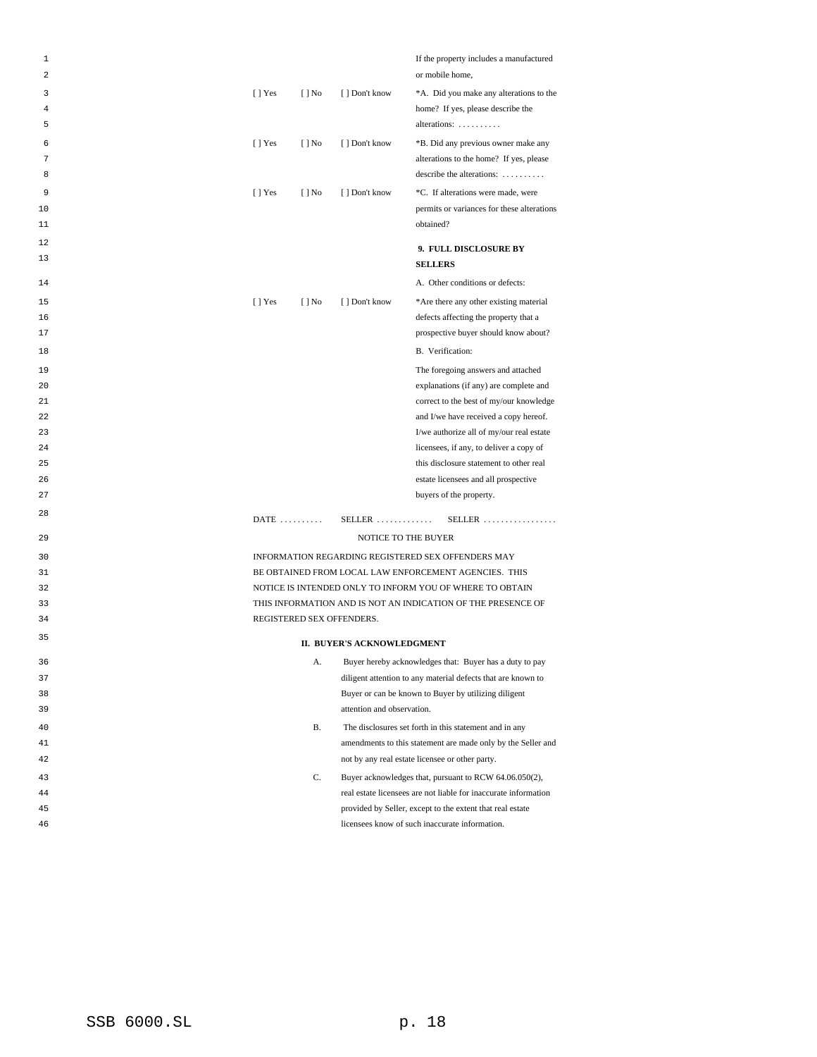| | | | If the property includes a manufactured or mobile home, |
|---|---|---|---|
| [ ] Yes | [ ] No | [ ] Don't know | *A. Did you make any alterations to the home? If yes, please describe the alterations: . . . . . . . . . . |
| [ ] Yes | [ ] No | [ ] Don't know | *B. Did any previous owner make any alterations to the home? If yes, please describe the alterations: . . . . . . . . . . |
| [ ] Yes | [ ] No | [ ] Don't know | *C. If alterations were made, were permits or variances for these alterations obtained? |
| | | | **9. FULL DISCLOSURE BY SELLERS** |
| | | | A. Other conditions or defects: |
| [ ] Yes | [ ] No | [ ] Don't know | *Are there any other existing material defects affecting the property that a prospective buyer should know about? |
| | | | B. Verification: |
| | | | The foregoing answers and attached explanations (if any) are complete and correct to the best of my/our knowledge and I/we have received a copy hereof. I/we authorize all of my/our real estate licensees, if any, to deliver a copy of this disclosure statement to other real estate licensees and all prospective buyers of the property. |

DATE . . . . . . . . . . SELLER . . . . . . . . . . . . . SELLER . . . . . . . . . . . . . . . . .

NOTICE TO THE BUYER

INFORMATION REGARDING REGISTERED SEX OFFENDERS MAY BE OBTAINED FROM LOCAL LAW ENFORCEMENT AGENCIES. THIS NOTICE IS INTENDED ONLY TO INFORM YOU OF WHERE TO OBTAIN THIS INFORMATION AND IS NOT AN INDICATION OF THE PRESENCE OF REGISTERED SEX OFFENDERS.

**II. BUYER'S ACKNOWLEDGMENT**

A. Buyer hereby acknowledges that: Buyer has a duty to pay diligent attention to any material defects that are known to Buyer or can be known to Buyer by utilizing diligent attention and observation.

B. The disclosures set forth in this statement and in any amendments to this statement are made only by the Seller and not by any real estate licensee or other party.

C. Buyer acknowledges that, pursuant to RCW 64.06.050(2), real estate licensees are not liable for inaccurate information provided by Seller, except to the extent that real estate licensees know of such inaccurate information.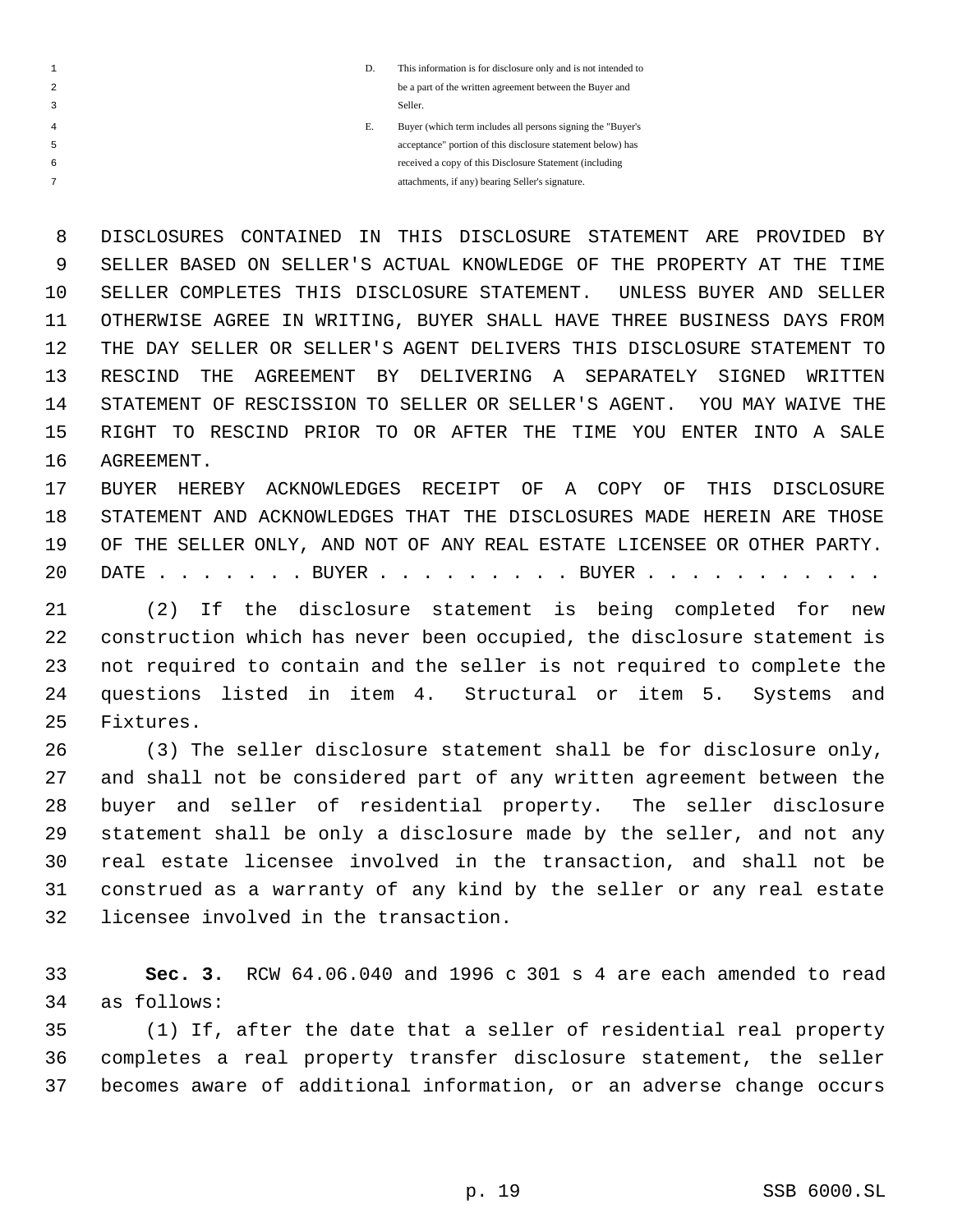D. This information is for disclosure only and is not intended to be a part of the written agreement between the Buyer and Seller.

E. Buyer (which term includes all persons signing the "Buyer's acceptance" portion of this disclosure statement below) has received a copy of this Disclosure Statement (including attachments, if any) bearing Seller's signature.

DISCLOSURES CONTAINED IN THIS DISCLOSURE STATEMENT ARE PROVIDED BY SELLER BASED ON SELLER'S ACTUAL KNOWLEDGE OF THE PROPERTY AT THE TIME SELLER COMPLETES THIS DISCLOSURE STATEMENT. UNLESS BUYER AND SELLER OTHERWISE AGREE IN WRITING, BUYER SHALL HAVE THREE BUSINESS DAYS FROM THE DAY SELLER OR SELLER'S AGENT DELIVERS THIS DISCLOSURE STATEMENT TO RESCIND THE AGREEMENT BY DELIVERING A SEPARATELY SIGNED WRITTEN STATEMENT OF RESCISSION TO SELLER OR SELLER'S AGENT. YOU MAY WAIVE THE RIGHT TO RESCIND PRIOR TO OR AFTER THE TIME YOU ENTER INTO A SALE AGREEMENT.

BUYER HEREBY ACKNOWLEDGES RECEIPT OF A COPY OF THIS DISCLOSURE STATEMENT AND ACKNOWLEDGES THAT THE DISCLOSURES MADE HEREIN ARE THOSE OF THE SELLER ONLY, AND NOT OF ANY REAL ESTATE LICENSEE OR OTHER PARTY.

DATE . . . . . . . BUYER . . . . . . . . . BUYER . . . . . . . . . . .

(2) If the disclosure statement is being completed for new construction which has never been occupied, the disclosure statement is not required to contain and the seller is not required to complete the questions listed in item 4. Structural or item 5. Systems and Fixtures.

(3) The seller disclosure statement shall be for disclosure only, and shall not be considered part of any written agreement between the buyer and seller of residential property. The seller disclosure statement shall be only a disclosure made by the seller, and not any real estate licensee involved in the transaction, and shall not be construed as a warranty of any kind by the seller or any real estate licensee involved in the transaction.

**Sec. 3.** RCW 64.06.040 and 1996 c 301 s 4 are each amended to read as follows:

(1) If, after the date that a seller of residential real property completes a real property transfer disclosure statement, the seller becomes aware of additional information, or an adverse change occurs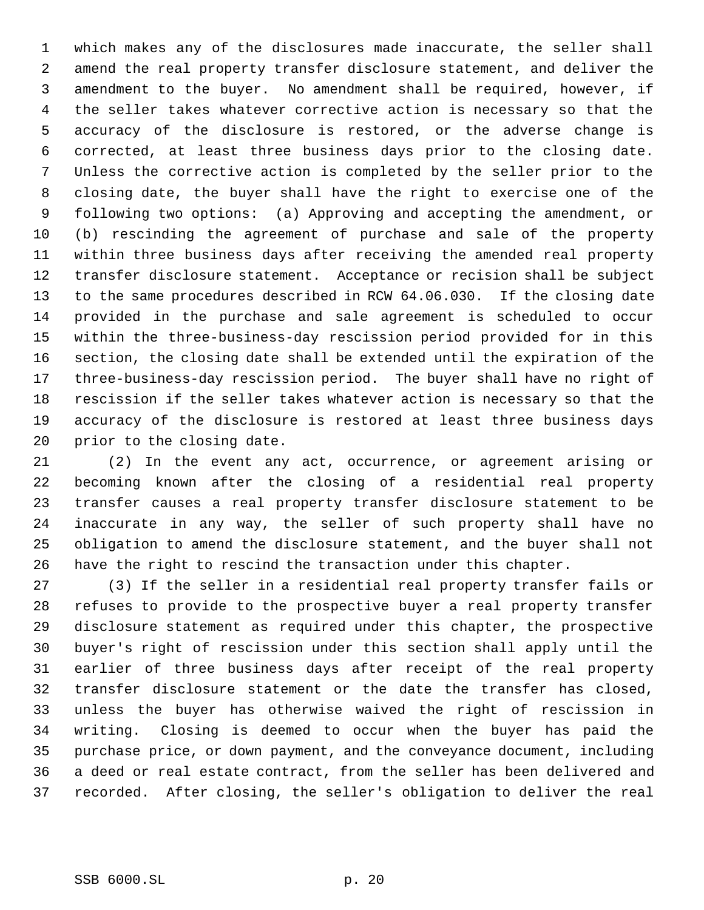which makes any of the disclosures made inaccurate, the seller shall amend the real property transfer disclosure statement, and deliver the amendment to the buyer. No amendment shall be required, however, if the seller takes whatever corrective action is necessary so that the accuracy of the disclosure is restored, or the adverse change is corrected, at least three business days prior to the closing date. Unless the corrective action is completed by the seller prior to the closing date, the buyer shall have the right to exercise one of the following two options: (a) Approving and accepting the amendment, or (b) rescinding the agreement of purchase and sale of the property within three business days after receiving the amended real property transfer disclosure statement. Acceptance or recision shall be subject to the same procedures described in RCW 64.06.030. If the closing date provided in the purchase and sale agreement is scheduled to occur within the three-business-day rescission period provided for in this section, the closing date shall be extended until the expiration of the three-business-day rescission period. The buyer shall have no right of rescission if the seller takes whatever action is necessary so that the accuracy of the disclosure is restored at least three business days prior to the closing date.

(2) In the event any act, occurrence, or agreement arising or becoming known after the closing of a residential real property transfer causes a real property transfer disclosure statement to be inaccurate in any way, the seller of such property shall have no obligation to amend the disclosure statement, and the buyer shall not have the right to rescind the transaction under this chapter.

(3) If the seller in a residential real property transfer fails or refuses to provide to the prospective buyer a real property transfer disclosure statement as required under this chapter, the prospective buyer's right of rescission under this section shall apply until the earlier of three business days after receipt of the real property transfer disclosure statement or the date the transfer has closed, unless the buyer has otherwise waived the right of rescission in writing. Closing is deemed to occur when the buyer has paid the purchase price, or down payment, and the conveyance document, including a deed or real estate contract, from the seller has been delivered and recorded. After closing, the seller's obligation to deliver the real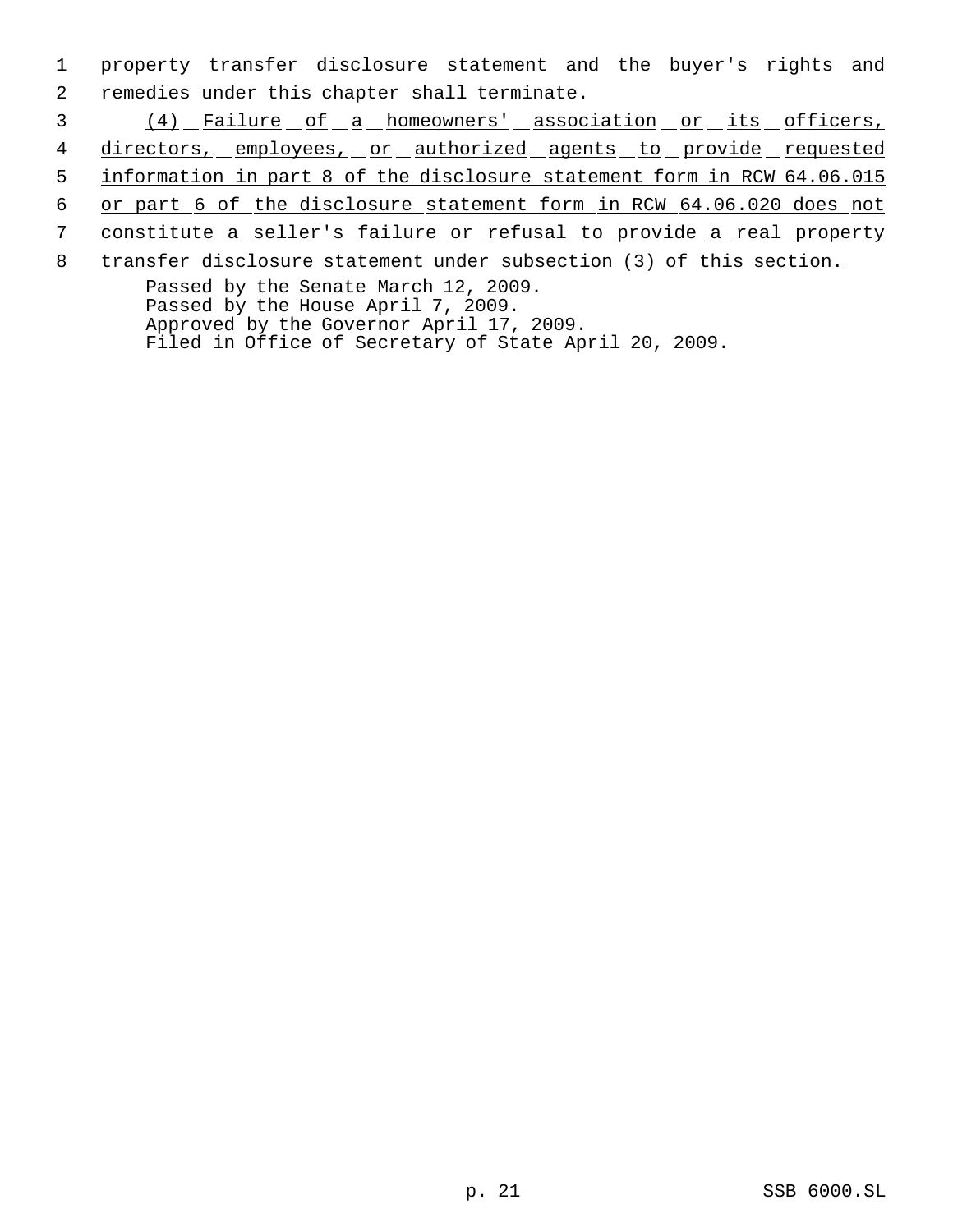property transfer disclosure statement and the buyer's rights and remedies under this chapter shall terminate.

(4) Failure of a homeowners' association or its officers, directors, employees, or authorized agents to provide requested information in part 8 of the disclosure statement form in RCW 64.06.015 or part 6 of the disclosure statement form in RCW 64.06.020 does not constitute a seller's failure or refusal to provide a real property transfer disclosure statement under subsection (3) of this section.

Passed by the Senate March 12, 2009.
Passed by the House April 7, 2009.
Approved by the Governor April 17, 2009.
Filed in Office of Secretary of State April 20, 2009.